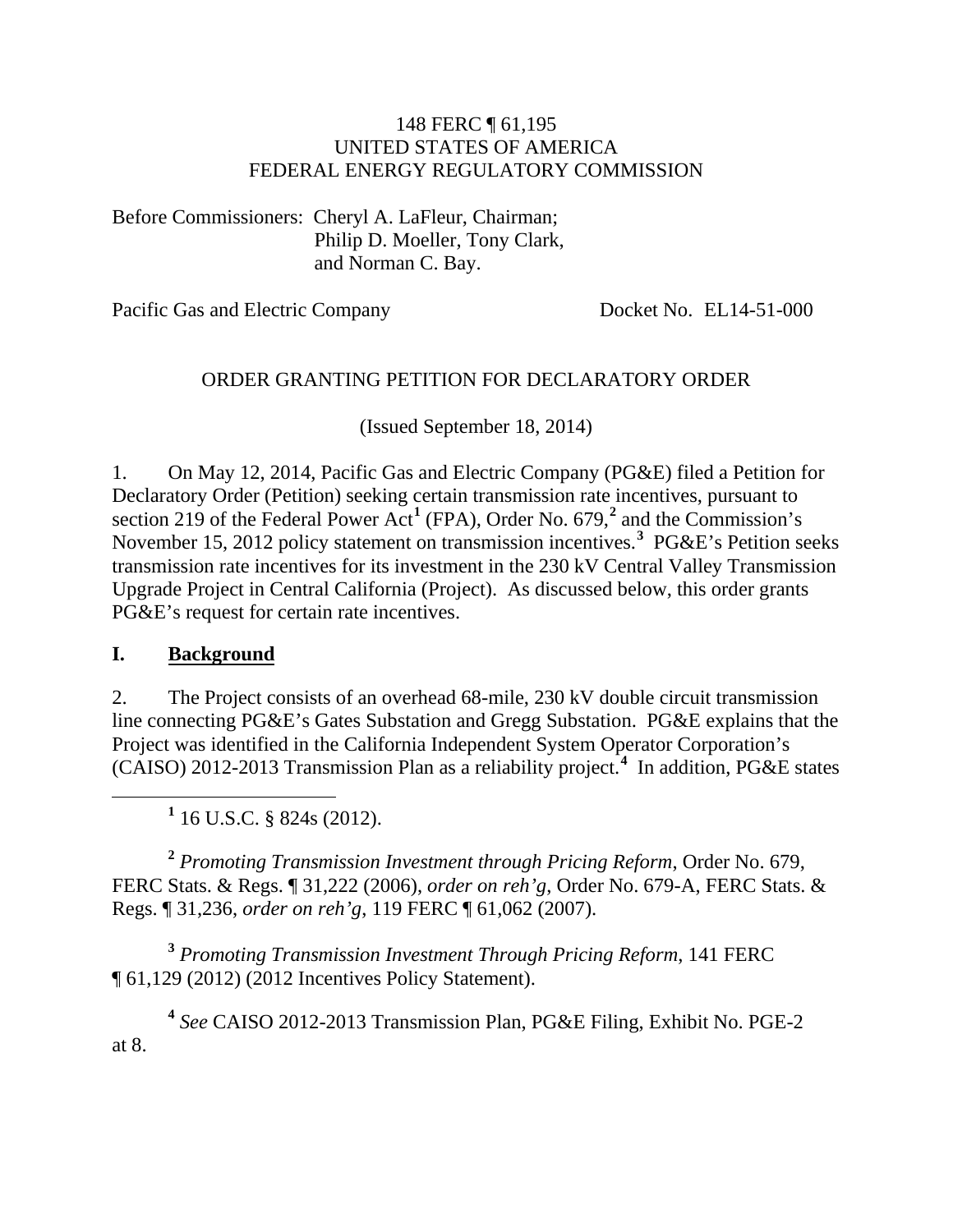148 FERC ¶ 61,195
UNITED STATES OF AMERICA
FEDERAL ENERGY REGULATORY COMMISSION

Before Commissioners: Cheryl A. LaFleur, Chairman;
Philip D. Moeller, Tony Clark,
and Norman C. Bay.

Pacific Gas and Electric Company — Docket No. EL14-51-000

ORDER GRANTING PETITION FOR DECLARATORY ORDER

(Issued September 18, 2014)

1. On May 12, 2014, Pacific Gas and Electric Company (PG&E) filed a Petition for Declaratory Order (Petition) seeking certain transmission rate incentives, pursuant to section 219 of the Federal Power Act[1] (FPA), Order No. 679,[2] and the Commission's November 15, 2012 policy statement on transmission incentives.[3] PG&E's Petition seeks transmission rate incentives for its investment in the 230 kV Central Valley Transmission Upgrade Project in Central California (Project). As discussed below, this order grants PG&E's request for certain rate incentives.

## I. Background

2. The Project consists of an overhead 68-mile, 230 kV double circuit transmission line connecting PG&E's Gates Substation and Gregg Substation. PG&E explains that the Project was identified in the California Independent System Operator Corporation's (CAISO) 2012-2013 Transmission Plan as a reliability project.[4] In addition, PG&E states

[1] 16 U.S.C. § 824s (2012).

[2] *Promoting Transmission Investment through Pricing Reform*, Order No. 679, FERC Stats. & Regs. ¶ 31,222 (2006), *order on reh'g*, Order No. 679-A, FERC Stats. & Regs. ¶ 31,236, *order on reh'g*, 119 FERC ¶ 61,062 (2007).

[3] *Promoting Transmission Investment Through Pricing Reform*, 141 FERC ¶ 61,129 (2012) (2012 Incentives Policy Statement).

[4] *See* CAISO 2012-2013 Transmission Plan, PG&E Filing, Exhibit No. PGE-2 at 8.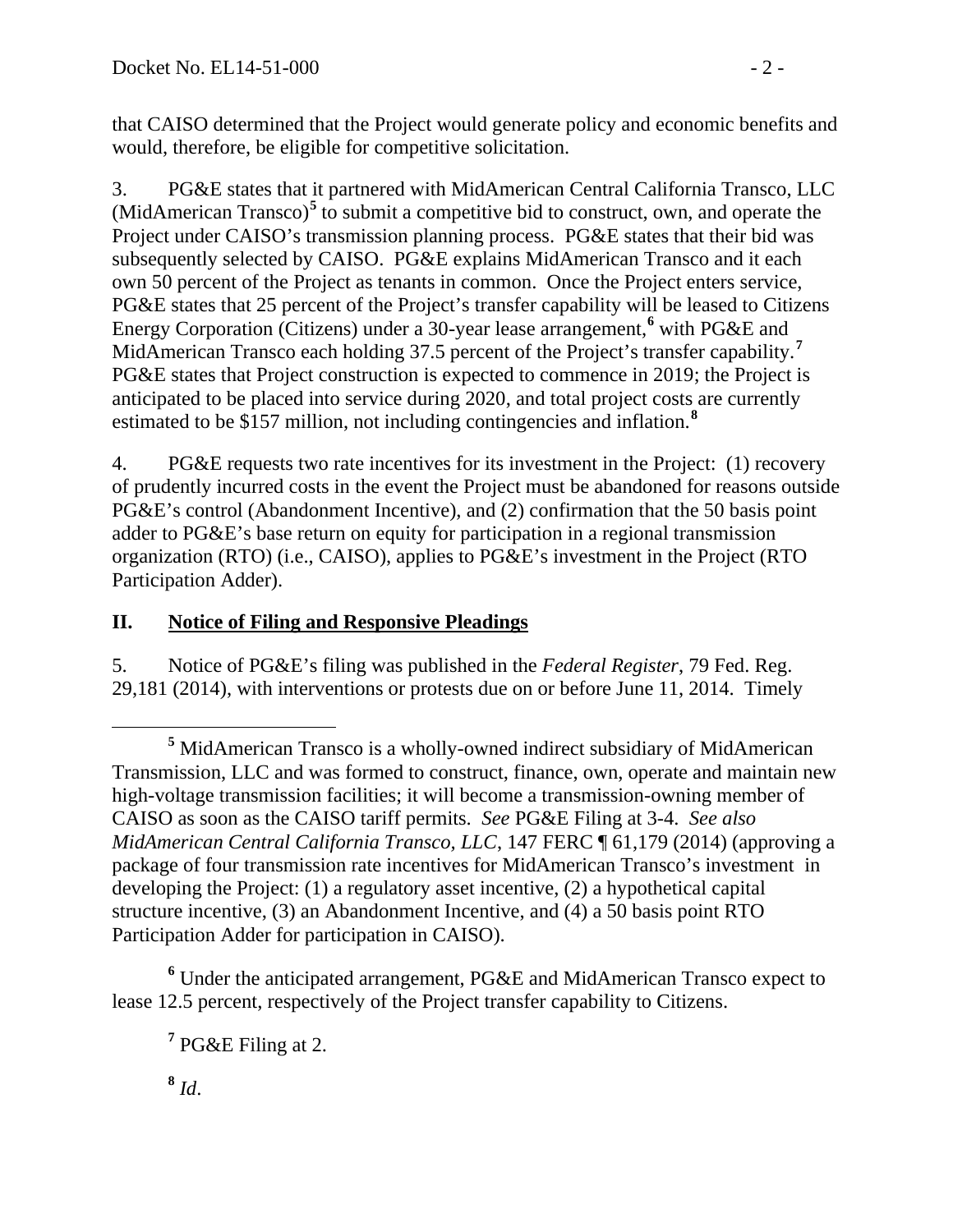that CAISO determined that the Project would generate policy and economic benefits and would, therefore, be eligible for competitive solicitation.

3. PG&E states that it partnered with MidAmerican Central California Transco, LLC (MidAmerican Transco)[5] to submit a competitive bid to construct, own, and operate the Project under CAISO's transmission planning process. PG&E states that their bid was subsequently selected by CAISO. PG&E explains MidAmerican Transco and it each own 50 percent of the Project as tenants in common. Once the Project enters service, PG&E states that 25 percent of the Project's transfer capability will be leased to Citizens Energy Corporation (Citizens) under a 30-year lease arrangement,[6] with PG&E and MidAmerican Transco each holding 37.5 percent of the Project's transfer capability.[7] PG&E states that Project construction is expected to commence in 2019; the Project is anticipated to be placed into service during 2020, and total project costs are currently estimated to be $157 million, not including contingencies and inflation.[8]

4. PG&E requests two rate incentives for its investment in the Project: (1) recovery of prudently incurred costs in the event the Project must be abandoned for reasons outside PG&E's control (Abandonment Incentive), and (2) confirmation that the 50 basis point adder to PG&E's base return on equity for participation in a regional transmission organization (RTO) (i.e., CAISO), applies to PG&E's investment in the Project (RTO Participation Adder).

## II. Notice of Filing and Responsive Pleadings

5. Notice of PG&E's filing was published in the *Federal Register*, 79 Fed. Reg. 29,181 (2014), with interventions or protests due on or before June 11, 2014. Timely

---

[5] MidAmerican Transco is a wholly-owned indirect subsidiary of MidAmerican Transmission, LLC and was formed to construct, finance, own, operate and maintain new high-voltage transmission facilities; it will become a transmission-owning member of CAISO as soon as the CAISO tariff permits. *See* PG&E Filing at 3-4. *See also MidAmerican Central California Transco, LLC*, 147 FERC ¶ 61,179 (2014) (approving a package of four transmission rate incentives for MidAmerican Transco's investment in developing the Project: (1) a regulatory asset incentive, (2) a hypothetical capital structure incentive, (3) an Abandonment Incentive, and (4) a 50 basis point RTO Participation Adder for participation in CAISO).

[6] Under the anticipated arrangement, PG&E and MidAmerican Transco expect to lease 12.5 percent, respectively of the Project transfer capability to Citizens.

[7] PG&E Filing at 2.

[8] *Id*.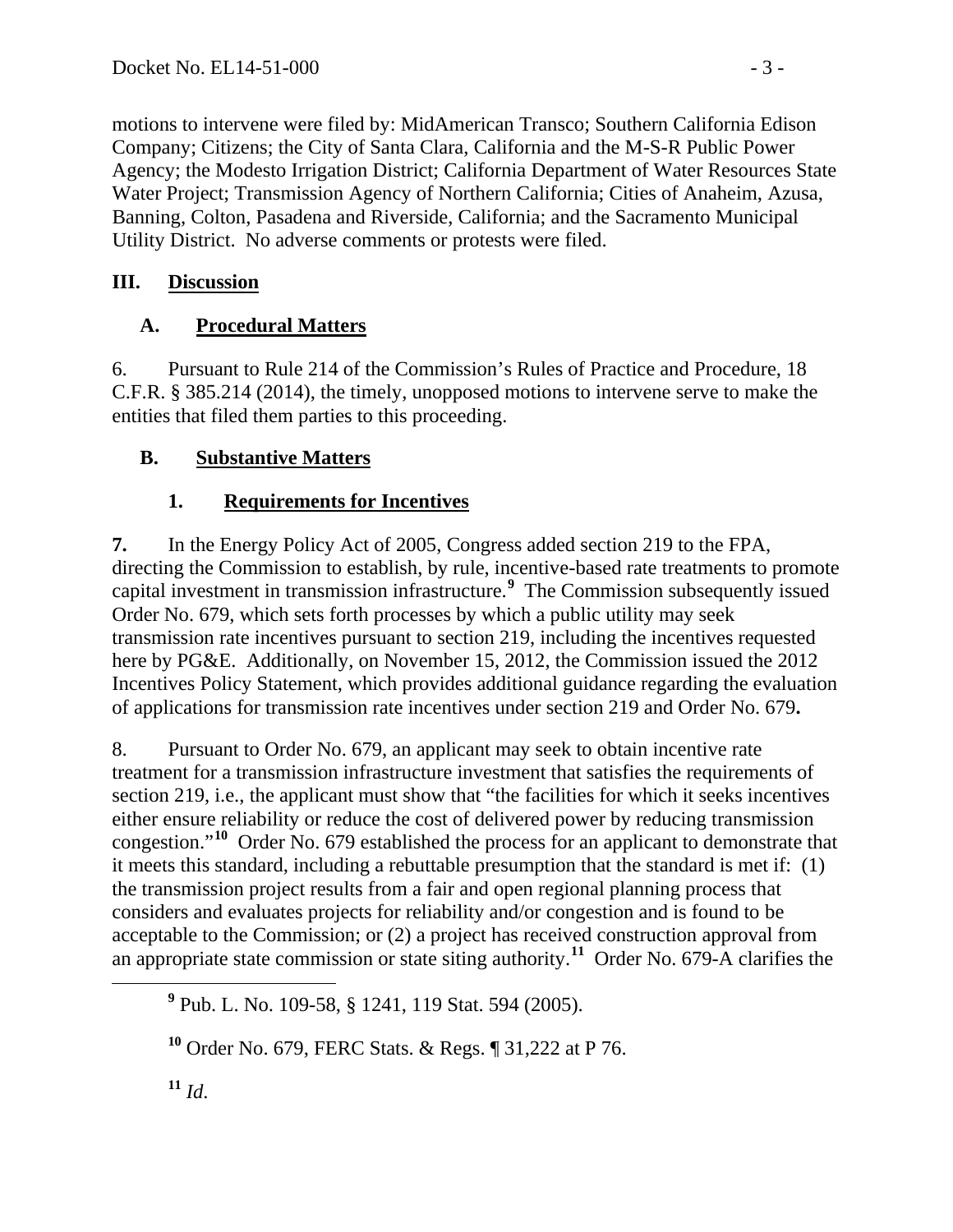motions to intervene were filed by: MidAmerican Transco; Southern California Edison Company; Citizens; the City of Santa Clara, California and the M-S-R Public Power Agency; the Modesto Irrigation District; California Department of Water Resources State Water Project; Transmission Agency of Northern California; Cities of Anaheim, Azusa, Banning, Colton, Pasadena and Riverside, California; and the Sacramento Municipal Utility District. No adverse comments or protests were filed.

## III. Discussion

### A. Procedural Matters

6. Pursuant to Rule 214 of the Commission's Rules of Practice and Procedure, 18 C.F.R. § 385.214 (2014), the timely, unopposed motions to intervene serve to make the entities that filed them parties to this proceeding.

### B. Substantive Matters

#### 1. Requirements for Incentives

**7.** In the Energy Policy Act of 2005, Congress added section 219 to the FPA, directing the Commission to establish, by rule, incentive-based rate treatments to promote capital investment in transmission infrastructure.[9] The Commission subsequently issued Order No. 679, which sets forth processes by which a public utility may seek transmission rate incentives pursuant to section 219, including the incentives requested here by PG&E. Additionally, on November 15, 2012, the Commission issued the 2012 Incentives Policy Statement, which provides additional guidance regarding the evaluation of applications for transmission rate incentives under section 219 and Order No. 679**.**

8. Pursuant to Order No. 679, an applicant may seek to obtain incentive rate treatment for a transmission infrastructure investment that satisfies the requirements of section 219, i.e., the applicant must show that "the facilities for which it seeks incentives either ensure reliability or reduce the cost of delivered power by reducing transmission congestion."[10] Order No. 679 established the process for an applicant to demonstrate that it meets this standard, including a rebuttable presumption that the standard is met if: (1) the transmission project results from a fair and open regional planning process that considers and evaluates projects for reliability and/or congestion and is found to be acceptable to the Commission; or (2) a project has received construction approval from an appropriate state commission or state siting authority.[11] Order No. 679-A clarifies the

---

[9] Pub. L. No. 109-58, § 1241, 119 Stat. 594 (2005).

[10] Order No. 679, FERC Stats. & Regs. ¶ 31,222 at P 76.

[11] *Id*.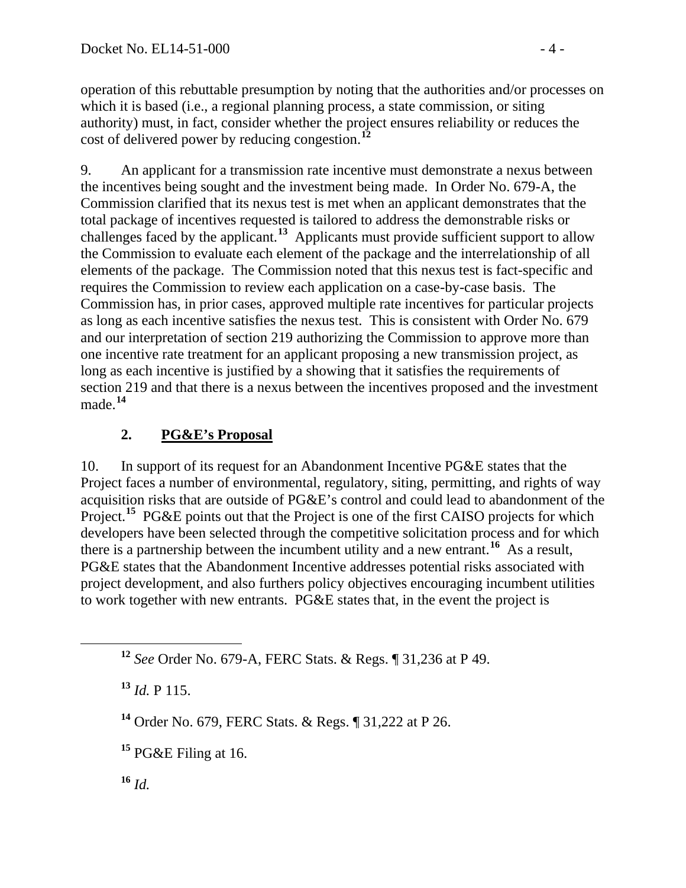operation of this rebuttable presumption by noting that the authorities and/or processes on which it is based (i.e., a regional planning process, a state commission, or siting authority) must, in fact, consider whether the project ensures reliability or reduces the cost of delivered power by reducing congestion.[12]

9. An applicant for a transmission rate incentive must demonstrate a nexus between the incentives being sought and the investment being made. In Order No. 679-A, the Commission clarified that its nexus test is met when an applicant demonstrates that the total package of incentives requested is tailored to address the demonstrable risks or challenges faced by the applicant.[13] Applicants must provide sufficient support to allow the Commission to evaluate each element of the package and the interrelationship of all elements of the package. The Commission noted that this nexus test is fact-specific and requires the Commission to review each application on a case-by-case basis. The Commission has, in prior cases, approved multiple rate incentives for particular projects as long as each incentive satisfies the nexus test. This is consistent with Order No. 679 and our interpretation of section 219 authorizing the Commission to approve more than one incentive rate treatment for an applicant proposing a new transmission project, as long as each incentive is justified by a showing that it satisfies the requirements of section 219 and that there is a nexus between the incentives proposed and the investment made.[14]

### 2. PG&E's Proposal

10. In support of its request for an Abandonment Incentive PG&E states that the Project faces a number of environmental, regulatory, siting, permitting, and rights of way acquisition risks that are outside of PG&E's control and could lead to abandonment of the Project.[15] PG&E points out that the Project is one of the first CAISO projects for which developers have been selected through the competitive solicitation process and for which there is a partnership between the incumbent utility and a new entrant.[16] As a result, PG&E states that the Abandonment Incentive addresses potential risks associated with project development, and also furthers policy objectives encouraging incumbent utilities to work together with new entrants. PG&E states that, in the event the project is

---

[12] *See* Order No. 679-A, FERC Stats. & Regs. ¶ 31,236 at P 49.

[13] *Id.* P 115.

[14] Order No. 679, FERC Stats. & Regs. ¶ 31,222 at P 26.

[15] PG&E Filing at 16.

[16] *Id.*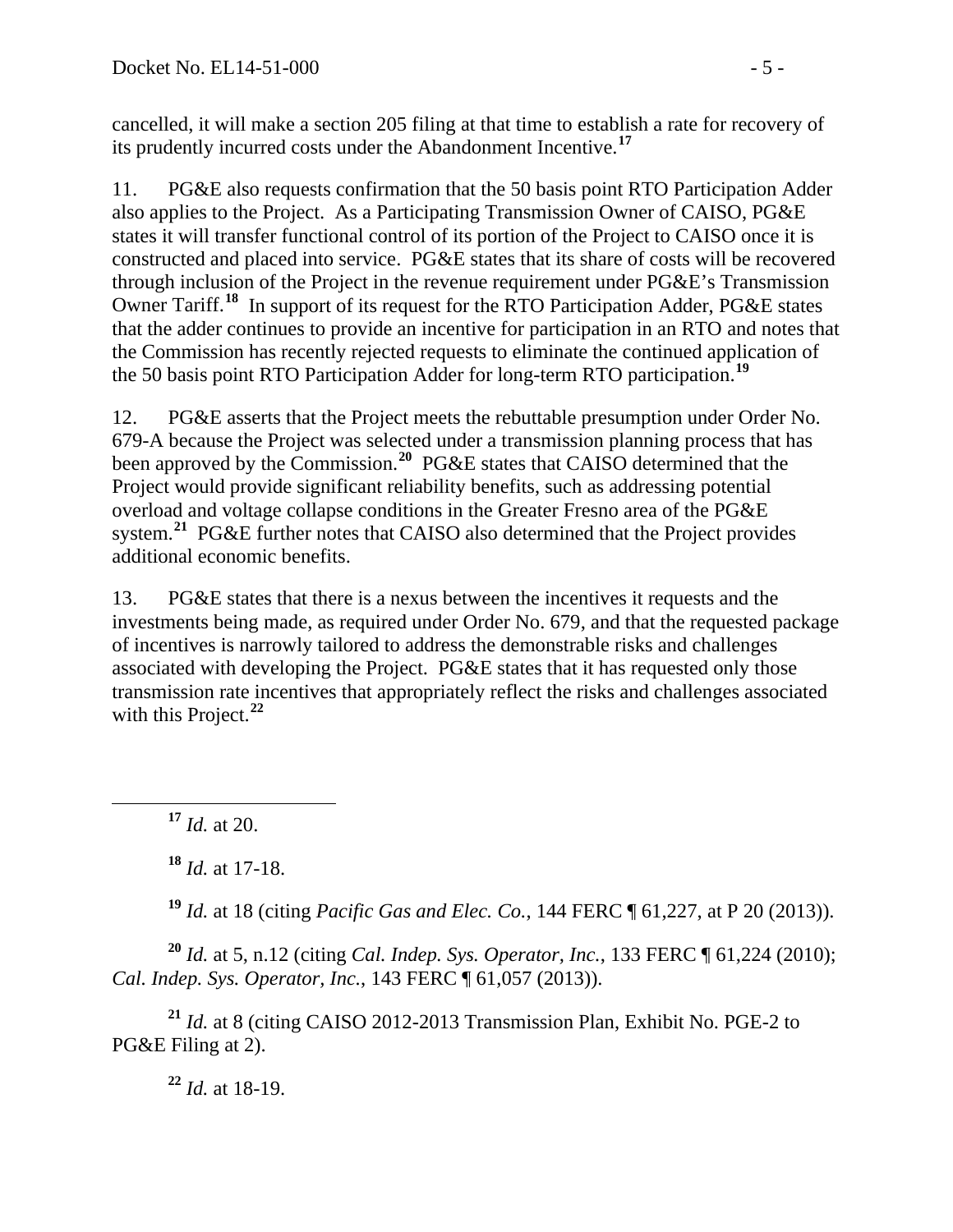cancelled, it will make a section 205 filing at that time to establish a rate for recovery of its prudently incurred costs under the Abandonment Incentive.[17]

11. PG&E also requests confirmation that the 50 basis point RTO Participation Adder also applies to the Project. As a Participating Transmission Owner of CAISO, PG&E states it will transfer functional control of its portion of the Project to CAISO once it is constructed and placed into service. PG&E states that its share of costs will be recovered through inclusion of the Project in the revenue requirement under PG&E's Transmission Owner Tariff.[18] In support of its request for the RTO Participation Adder, PG&E states that the adder continues to provide an incentive for participation in an RTO and notes that the Commission has recently rejected requests to eliminate the continued application of the 50 basis point RTO Participation Adder for long-term RTO participation.[19]

12. PG&E asserts that the Project meets the rebuttable presumption under Order No. 679-A because the Project was selected under a transmission planning process that has been approved by the Commission.[20] PG&E states that CAISO determined that the Project would provide significant reliability benefits, such as addressing potential overload and voltage collapse conditions in the Greater Fresno area of the PG&E system.[21] PG&E further notes that CAISO also determined that the Project provides additional economic benefits.

13. PG&E states that there is a nexus between the incentives it requests and the investments being made, as required under Order No. 679, and that the requested package of incentives is narrowly tailored to address the demonstrable risks and challenges associated with developing the Project. PG&E states that it has requested only those transmission rate incentives that appropriately reflect the risks and challenges associated with this Project.[22]

---

[17] *Id.* at 20.

[18] *Id.* at 17-18.

[19] *Id.* at 18 (citing *Pacific Gas and Elec. Co.*, 144 FERC ¶ 61,227, at P 20 (2013)).

[20] *Id.* at 5, n.12 (citing *Cal. Indep. Sys. Operator, Inc.*, 133 FERC ¶ 61,224 (2010); *Cal. Indep. Sys. Operator, Inc.*, 143 FERC ¶ 61,057 (2013)).

[21] *Id.* at 8 (citing CAISO 2012-2013 Transmission Plan, Exhibit No. PGE-2 to PG&E Filing at 2).

[22] *Id.* at 18-19.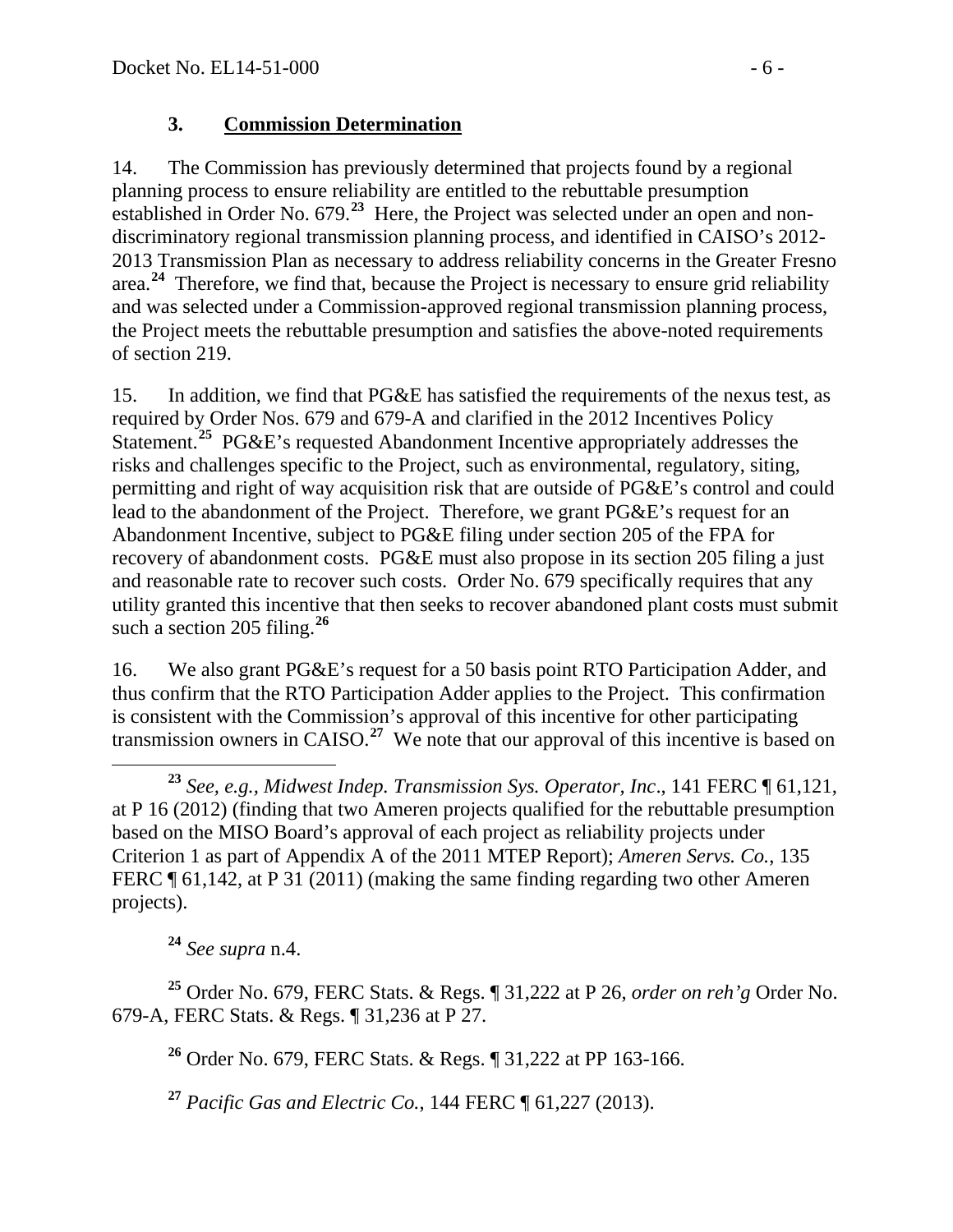### 3. **Commission Determination**

14. The Commission has previously determined that projects found by a regional planning process to ensure reliability are entitled to the rebuttable presumption established in Order No. 679.[23] Here, the Project was selected under an open and non-discriminatory regional transmission planning process, and identified in CAISO's 2012-2013 Transmission Plan as necessary to address reliability concerns in the Greater Fresno area.[24] Therefore, we find that, because the Project is necessary to ensure grid reliability and was selected under a Commission-approved regional transmission planning process, the Project meets the rebuttable presumption and satisfies the above-noted requirements of section 219.

15. In addition, we find that PG&E has satisfied the requirements of the nexus test, as required by Order Nos. 679 and 679-A and clarified in the 2012 Incentives Policy Statement.[25] PG&E's requested Abandonment Incentive appropriately addresses the risks and challenges specific to the Project, such as environmental, regulatory, siting, permitting and right of way acquisition risk that are outside of PG&E's control and could lead to the abandonment of the Project. Therefore, we grant PG&E's request for an Abandonment Incentive, subject to PG&E filing under section 205 of the FPA for recovery of abandonment costs. PG&E must also propose in its section 205 filing a just and reasonable rate to recover such costs. Order No. 679 specifically requires that any utility granted this incentive that then seeks to recover abandoned plant costs must submit such a section 205 filing.[26]

16. We also grant PG&E's request for a 50 basis point RTO Participation Adder, and thus confirm that the RTO Participation Adder applies to the Project. This confirmation is consistent with the Commission's approval of this incentive for other participating transmission owners in CAISO.[27] We note that our approval of this incentive is based on

---

[23] *See, e.g.*, *Midwest Indep. Transmission Sys. Operator, Inc*., 141 FERC ¶ 61,121, at P 16 (2012) (finding that two Ameren projects qualified for the rebuttable presumption based on the MISO Board's approval of each project as reliability projects under Criterion 1 as part of Appendix A of the 2011 MTEP Report); *Ameren Servs. Co.*, 135 FERC ¶ 61,142, at P 31 (2011) (making the same finding regarding two other Ameren projects).

[24] *See supra* n.4.

[25] Order No. 679, FERC Stats. & Regs. ¶ 31,222 at P 26, *order on reh'g* Order No. 679-A, FERC Stats. & Regs. ¶ 31,236 at P 27.

[26] Order No. 679, FERC Stats. & Regs. ¶ 31,222 at PP 163-166.

[27] *Pacific Gas and Electric Co.*, 144 FERC ¶ 61,227 (2013).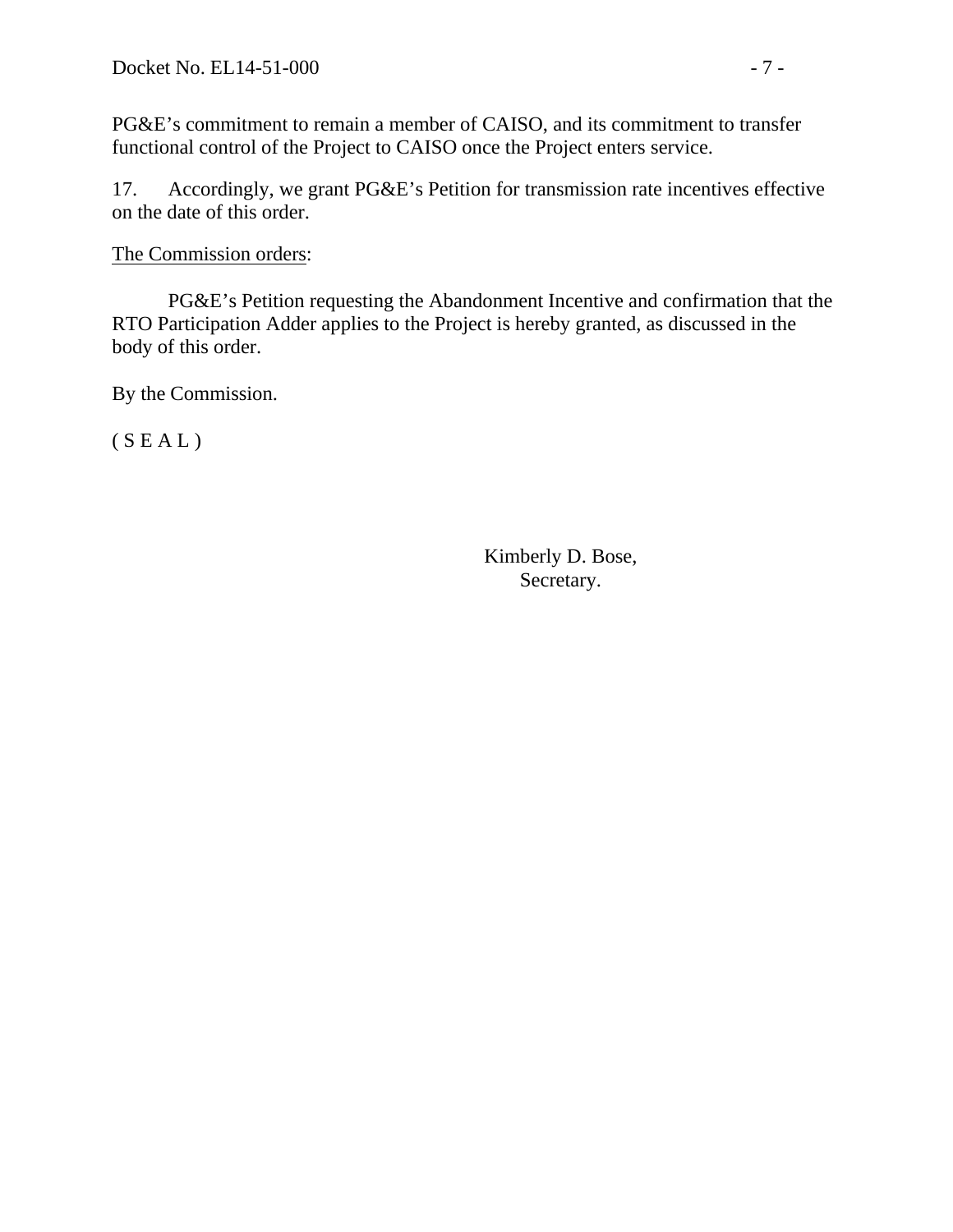PG&E's commitment to remain a member of CAISO, and its commitment to transfer functional control of the Project to CAISO once the Project enters service.

17. Accordingly, we grant PG&E's Petition for transmission rate incentives effective on the date of this order.

<u>The Commission orders</u>:

PG&E's Petition requesting the Abandonment Incentive and confirmation that the RTO Participation Adder applies to the Project is hereby granted, as discussed in the body of this order.

By the Commission.

( S E A L )

Kimberly D. Bose,
Secretary.